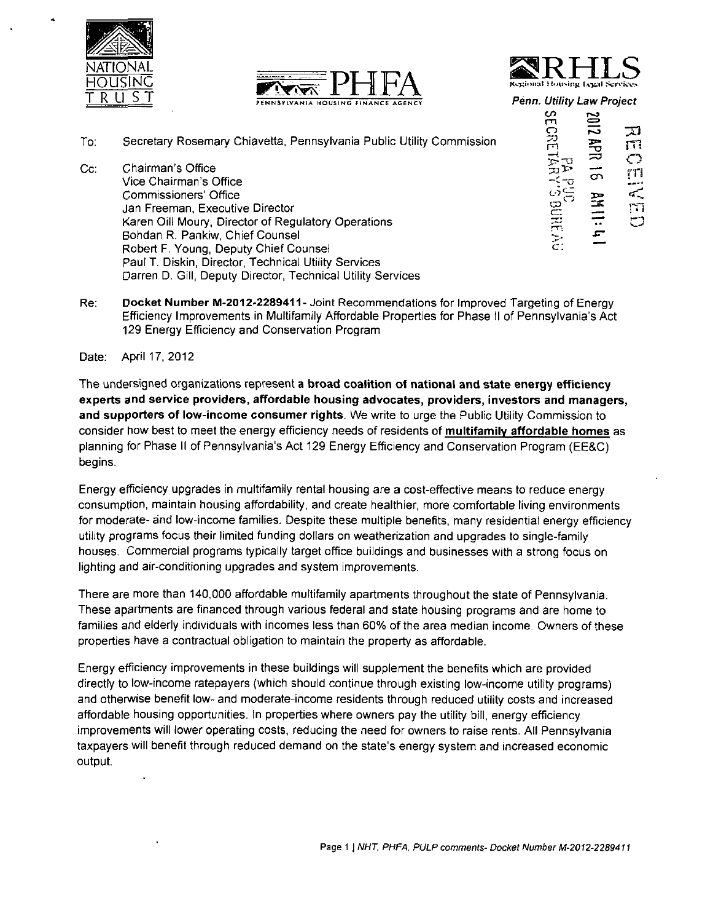NATIONAL HOUSING TRUST

PHFA PENNSYLVANIA HOUSING FINANCE AGENCY

RHLS Regional Housing Legal Services

*Penn. Utility Law Project*

RECEIVED

2012 APR 16 AM 11:41

PA PUC SECRETARY'S BUREAU

To: Secretary Rosemary Chiavetta, Pennsylvania Public Utility Commission

Cc: Chairman's Office
Vice Chairman's Office
Commissioners' Office
Jan Freeman, Executive Director
Karen Oill Moury, Director of Regulatory Operations
Bohdan R. Pankiw, Chief Counsel
Robert F. Young, Deputy Chief Counsel
Paul T. Diskin, Director, Technical Utility Services
Darren D. Gill, Deputy Director, Technical Utility Services

Re: **Docket Number M-2012-2289411- Joint Recommendations for Improved Targeting of Energy Efficiency Improvements in Multifamily Affordable Properties for Phase II of Pennsylvania's Act 129 Energy Efficiency and Conservation Program**

Date: April 17, 2012

The undersigned organizations represent **a broad coalition of national and state energy efficiency experts and service providers, affordable housing advocates, providers, investors and managers, and supporters of low-income consumer rights**. We write to urge the Public Utility Commission to consider how best to meet the energy efficiency needs of residents of **multifamily affordable homes** as planning for Phase II of Pennsylvania's Act 129 Energy Efficiency and Conservation Program (EE&C) begins.

Energy efficiency upgrades in multifamily rental housing are a cost-effective means to reduce energy consumption, maintain housing affordability, and create healthier, more comfortable living environments for moderate- and low-income families. Despite these multiple benefits, many residential energy efficiency utility programs focus their limited funding dollars on weatherization and upgrades to single-family houses. Commercial programs typically target office buildings and businesses with a strong focus on lighting and air-conditioning upgrades and system improvements.

There are more than 140,000 affordable multifamily apartments throughout the state of Pennsylvania. These apartments are financed through various federal and state housing programs and are home to families and elderly individuals with incomes less than 60% of the area median income. Owners of these properties have a contractual obligation to maintain the property as affordable.

Energy efficiency improvements in these buildings will supplement the benefits which are provided directly to low-income ratepayers (which should continue through existing low-income utility programs) and otherwise benefit low- and moderate-income residents through reduced utility costs and increased affordable housing opportunities. In properties where owners pay the utility bill, energy efficiency improvements will lower operating costs, reducing the need for owners to raise rents. All Pennsylvania taxpayers will benefit through reduced demand on the state's energy system and increased economic output.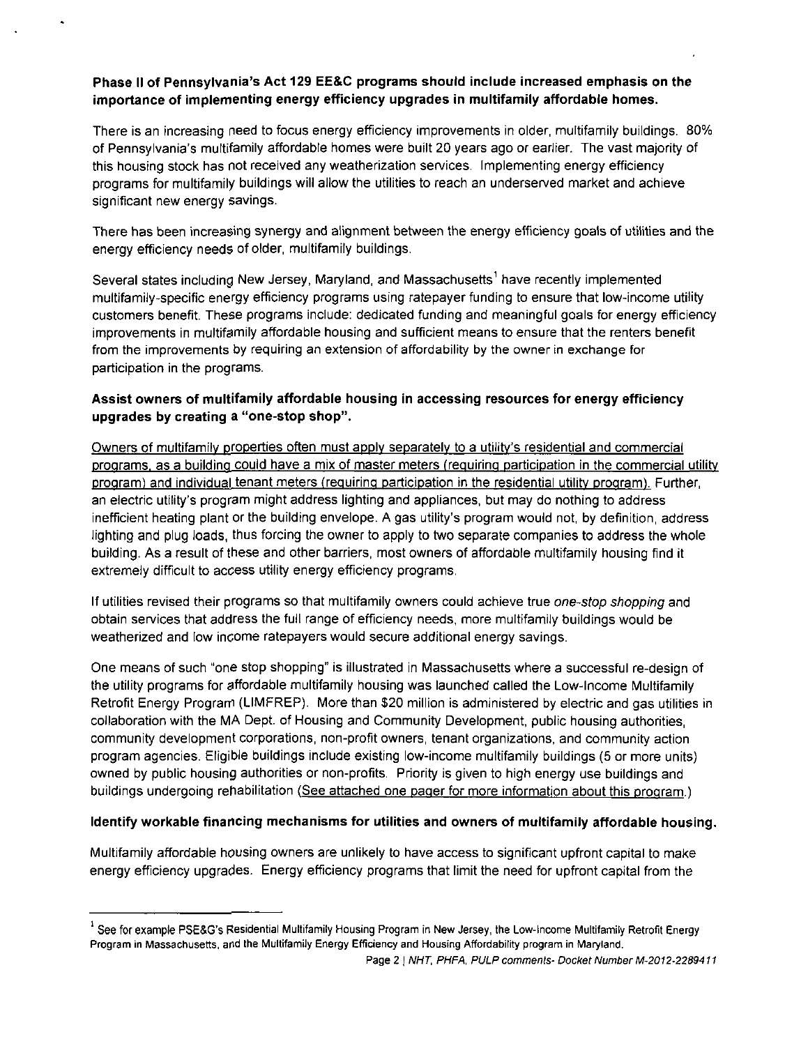**Phase II of Pennsylvania's Act 129 EE&C programs should include increased emphasis on the importance of implementing energy efficiency upgrades in multifamily affordable homes.**

There is an increasing need to focus energy efficiency improvements in older, multifamily buildings. 80% of Pennsylvania's multifamily affordable homes were built 20 years ago or earlier. The vast majority of this housing stock has not received any weatherization services. Implementing energy efficiency programs for multifamily buildings will allow the utilities to reach an underserved market and achieve significant new energy savings.

There has been increasing synergy and alignment between the energy efficiency goals of utilities and the energy efficiency needs of older, multifamily buildings.

Several states including New Jersey, Maryland, and Massachusetts[1] have recently implemented multifamily-specific energy efficiency programs using ratepayer funding to ensure that low-income utility customers benefit. These programs include: dedicated funding and meaningful goals for energy efficiency improvements in multifamily affordable housing and sufficient means to ensure that the renters benefit from the improvements by requiring an extension of affordability by the owner in exchange for participation in the programs.

**Assist owners of multifamily affordable housing in accessing resources for energy efficiency upgrades by creating a "one-stop shop".**

Owners of multifamily properties often must apply separately to a utility's residential and commercial programs, as a building could have a mix of master meters (requiring participation in the commercial utility program) and individual tenant meters (requiring participation in the residential utility program). Further, an electric utility's program might address lighting and appliances, but may do nothing to address inefficient heating plant or the building envelope. A gas utility's program would not, by definition, address lighting and plug loads, thus forcing the owner to apply to two separate companies to address the whole building. As a result of these and other barriers, most owners of affordable multifamily housing find it extremely difficult to access utility energy efficiency programs.

If utilities revised their programs so that multifamily owners could achieve true *one-stop shopping* and obtain services that address the full range of efficiency needs, more multifamily buildings would be weatherized and low income ratepayers would secure additional energy savings.

One means of such "one stop shopping" is illustrated in Massachusetts where a successful re-design of the utility programs for affordable multifamily housing was launched called the Low-Income Multifamily Retrofit Energy Program (LIMFREP). More than $20 million is administered by electric and gas utilities in collaboration with the MA Dept. of Housing and Community Development, public housing authorities, community development corporations, non-profit owners, tenant organizations, and community action program agencies. Eligible buildings include existing low-income multifamily buildings (5 or more units) owned by public housing authorities or non-profits. Priority is given to high energy use buildings and buildings undergoing rehabilitation (See attached one pager for more information about this program.)

**Identify workable financing mechanisms for utilities and owners of multifamily affordable housing.**

Multifamily affordable housing owners are unlikely to have access to significant upfront capital to make energy efficiency upgrades. Energy efficiency programs that limit the need for upfront capital from the

---

[1] See for example PSE&G's Residential Multifamily Housing Program in New Jersey, the Low-Income Multifamily Retrofit Energy Program in Massachusetts, and the Multifamily Energy Efficiency and Housing Affordability program in Maryland.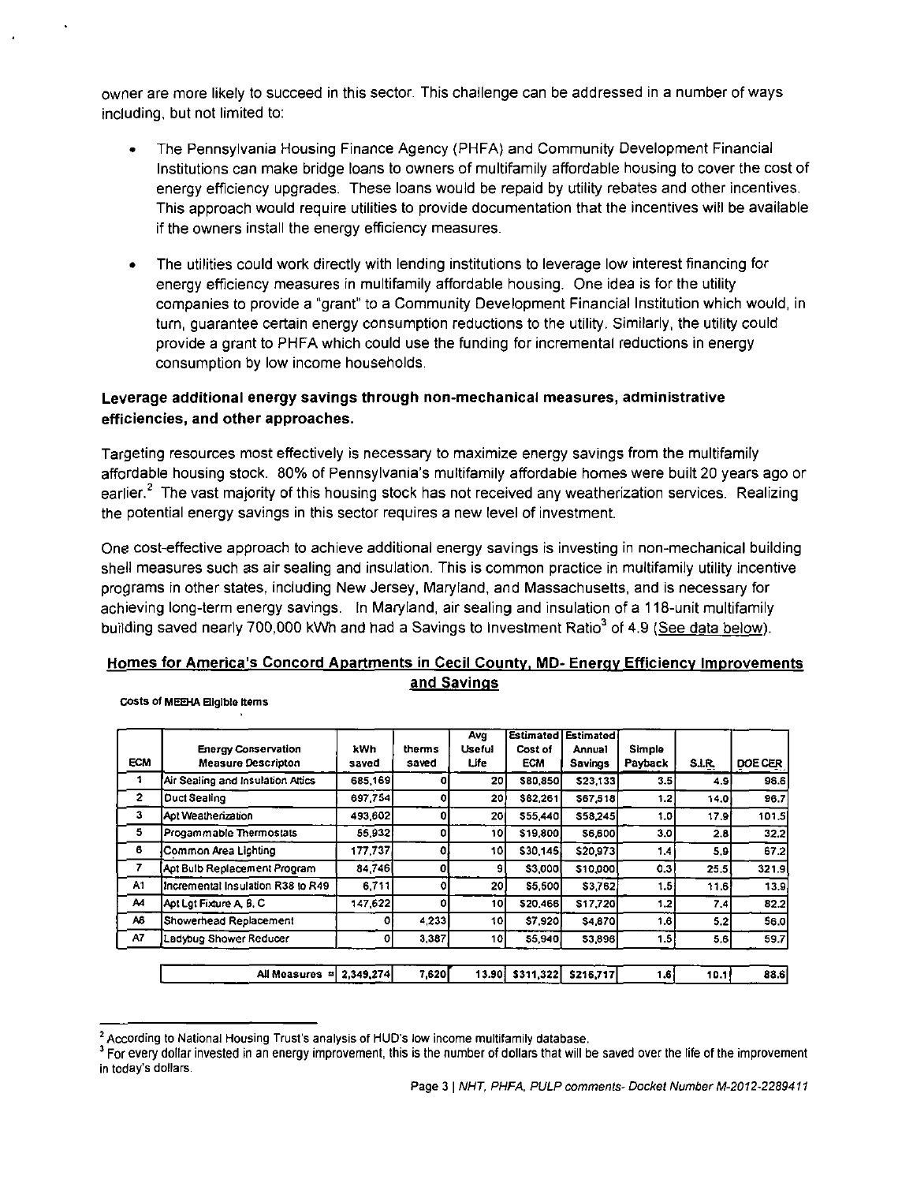owner are more likely to succeed in this sector. This challenge can be addressed in a number of ways including, but not limited to:

- The Pennsylvania Housing Finance Agency (PHFA) and Community Development Financial Institutions can make bridge loans to owners of multifamily affordable housing to cover the cost of energy efficiency upgrades. These loans would be repaid by utility rebates and other incentives. This approach would require utilities to provide documentation that the incentives will be available if the owners install the energy efficiency measures.
- The utilities could work directly with lending institutions to leverage low interest financing for energy efficiency measures in multifamily affordable housing. One idea is for the utility companies to provide a "grant" to a Community Development Financial Institution which would, in turn, guarantee certain energy consumption reductions to the utility. Similarly, the utility could provide a grant to PHFA which could use the funding for incremental reductions in energy consumption by low income households.

**Leverage additional energy savings through non-mechanical measures, administrative efficiencies, and other approaches.**

Targeting resources most effectively is necessary to maximize energy savings from the multifamily affordable housing stock. 80% of Pennsylvania's multifamily affordable homes were built 20 years ago or earlier.[2] The vast majority of this housing stock has not received any weatherization services. Realizing the potential energy savings in this sector requires a new level of investment.

One cost-effective approach to achieve additional energy savings is investing in non-mechanical building shell measures such as air sealing and insulation. This is common practice in multifamily utility incentive programs in other states, including New Jersey, Maryland, and Massachusetts, and is necessary for achieving long-term energy savings. In Maryland, air sealing and insulation of a 118-unit multifamily building saved nearly 700,000 kWh and had a Savings to Investment Ratio[3] of 4.9 (See data below).

**Homes for America's Concord Apartments in Cecil County, MD- Energy Efficiency Improvements and Savings**

Costs of MEEHA Eligible Items

| ECM | Energy Conservation Measure Descripton | kWh saved | therms saved | Avg Useful Life | Estimated Cost of ECM | Estimated Annual Savings | Simple Payback | S.I.R. | DOE CER |
|---|---|---|---|---|---|---|---|---|---|
| 1 | Air Sealing and Insulation Attics | 685,169 | 0 | 20 | $80,850 | $23,133 | 3.5 | 4.9 | 96.6 |
| 2 | Duct Sealing | 697,754 | 0 | 20 | $82,261 | $67,518 | 1.2 | 14.0 | 96.7 |
| 3 | Apt Weatherization | 493,602 | 0 | 20 | $55,440 | $58,245 | 1.0 | 17.9 | 101.5 |
| 5 | Progammable Thermostats | 56,932 | 0 | 10 | $19,800 | $6,600 | 3.0 | 2.8 | 32.2 |
| 6 | Common Area Lighting | 177,737 | 0 | 10 | $30,145 | $20,973 | 1.4 | 5.9 | 67.2 |
| 7 | Apt Bulb Replacement Program | 84,746 | 0 | 9 | $3,000 | $10,000 | 0.3 | 25.5 | 321.9 |
| A1 | Incremental Insulation R38 to R49 | 6,711 | 0 | 20 | $5,500 | $3,762 | 1.5 | 11.6 | 13.9 |
| A4 | Apt Lgt Fixture A, B, C | 147,622 | 0 | 10 | $20,466 | $17,720 | 1.2 | 7.4 | 82.2 |
| A6 | Showerhead Replacement | 0 | 4,233 | 10 | $7,920 | $4,870 | 1.6 | 5.2 | 56.0 |
| A7 | Ladybug Shower Reducer | 0 | 3,387 | 10 | $5,940 | $3,896 | 1.5 | 5.6 | 59.7 |
| | All Measures = | 2,349,274 | 7,620 | 13.90 | $311,322 | $216,717 | 1.6 | 10.1 | 88.6 |

---

[2] According to National Housing Trust's analysis of HUD's low income multifamily database.

[3] For every dollar invested in an energy improvement, this is the number of dollars that will be saved over the life of the improvement in today's dollars.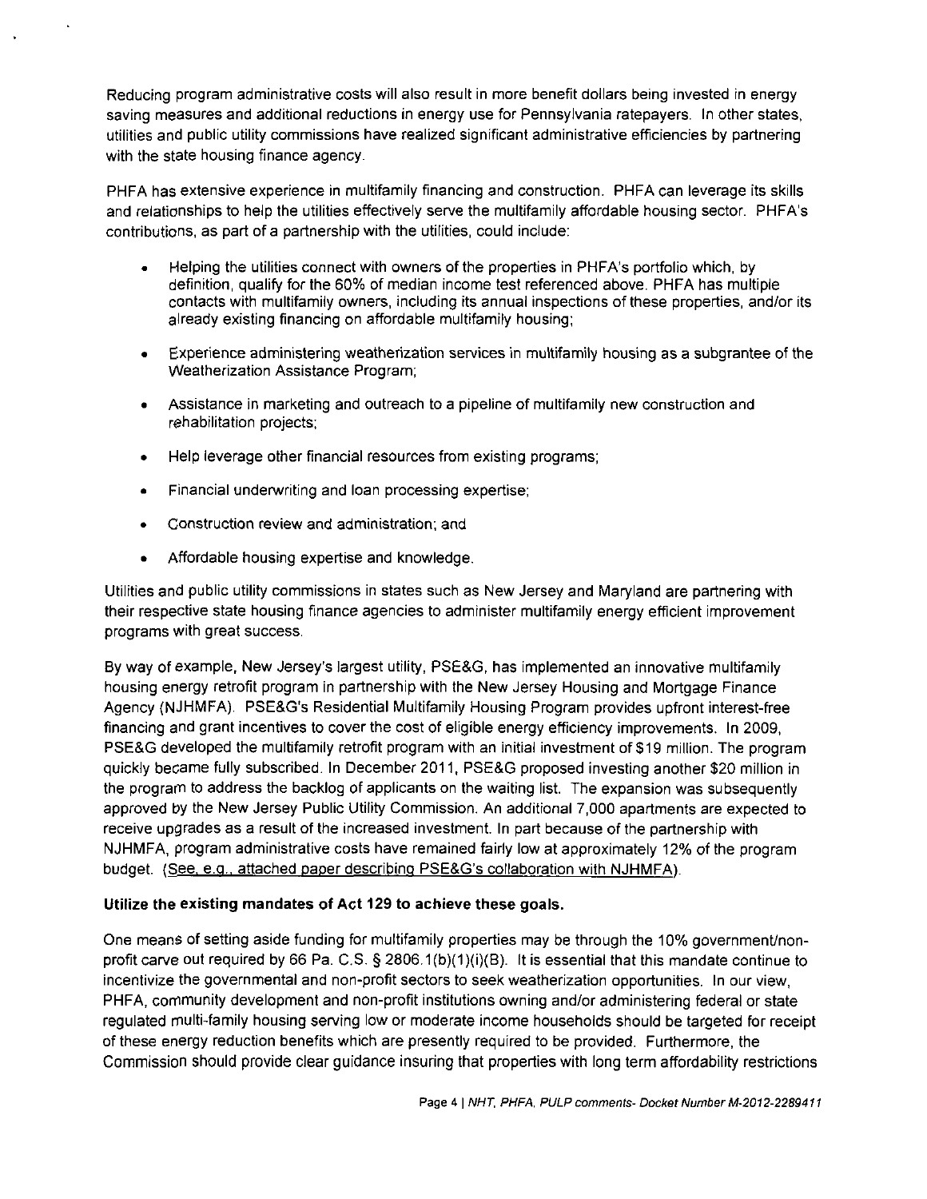Reducing program administrative costs will also result in more benefit dollars being invested in energy saving measures and additional reductions in energy use for Pennsylvania ratepayers. In other states, utilities and public utility commissions have realized significant administrative efficiencies by partnering with the state housing finance agency.

PHFA has extensive experience in multifamily financing and construction. PHFA can leverage its skills and relationships to help the utilities effectively serve the multifamily affordable housing sector. PHFA's contributions, as part of a partnership with the utilities, could include:

- Helping the utilities connect with owners of the properties in PHFA's portfolio which, by definition, qualify for the 60% of median income test referenced above. PHFA has multiple contacts with multifamily owners, including its annual inspections of these properties, and/or its already existing financing on affordable multifamily housing;
- Experience administering weatherization services in multifamily housing as a subgrantee of the Weatherization Assistance Program;
- Assistance in marketing and outreach to a pipeline of multifamily new construction and rehabilitation projects;
- Help leverage other financial resources from existing programs;
- Financial underwriting and loan processing expertise;
- Construction review and administration; and
- Affordable housing expertise and knowledge.

Utilities and public utility commissions in states such as New Jersey and Maryland are partnering with their respective state housing finance agencies to administer multifamily energy efficient improvement programs with great success.

By way of example, New Jersey's largest utility, PSE&G, has implemented an innovative multifamily housing energy retrofit program in partnership with the New Jersey Housing and Mortgage Finance Agency (NJHMFA). PSE&G's Residential Multifamily Housing Program provides upfront interest-free financing and grant incentives to cover the cost of eligible energy efficiency improvements. In 2009, PSE&G developed the multifamily retrofit program with an initial investment of $19 million. The program quickly became fully subscribed. In December 2011, PSE&G proposed investing another $20 million in the program to address the backlog of applicants on the waiting list. The expansion was subsequently approved by the New Jersey Public Utility Commission. An additional 7,000 apartments are expected to receive upgrades as a result of the increased investment. In part because of the partnership with NJHMFA, program administrative costs have remained fairly low at approximately 12% of the program budget. (See, e.g., attached paper describing PSE&G's collaboration with NJHMFA).

**Utilize the existing mandates of Act 129 to achieve these goals.**

One means of setting aside funding for multifamily properties may be through the 10% government/non-profit carve out required by 66 Pa. C.S. § 2806.1(b)(1)(i)(B). It is essential that this mandate continue to incentivize the governmental and non-profit sectors to seek weatherization opportunities. In our view, PHFA, community development and non-profit institutions owning and/or administering federal or state regulated multi-family housing serving low or moderate income households should be targeted for receipt of these energy reduction benefits which are presently required to be provided. Furthermore, the Commission should provide clear guidance insuring that properties with long term affordability restrictions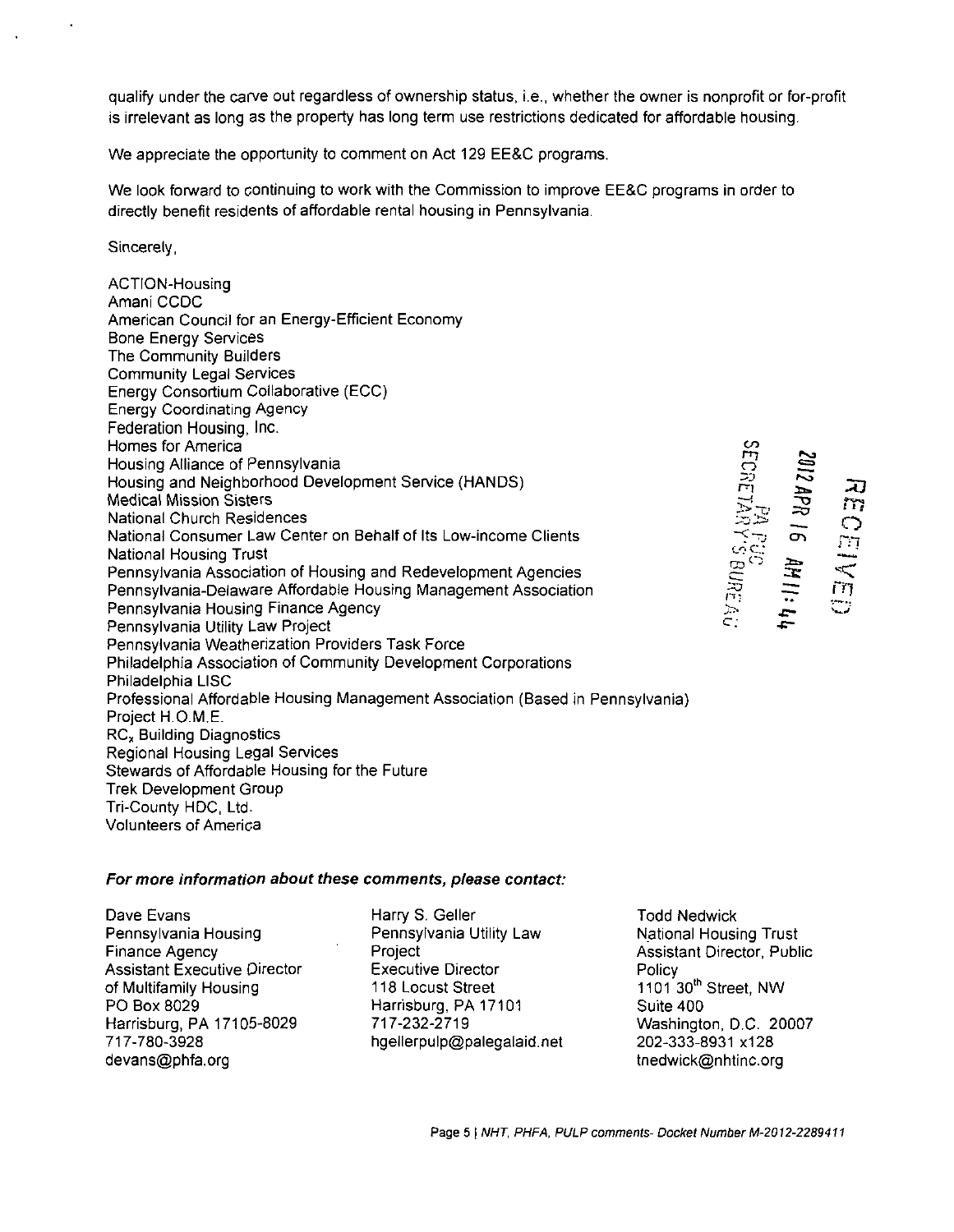qualify under the carve out regardless of ownership status, i.e., whether the owner is nonprofit or for-profit is irrelevant as long as the property has long term use restrictions dedicated for affordable housing.

We appreciate the opportunity to comment on Act 129 EE&C programs.

We look forward to continuing to work with the Commission to improve EE&C programs in order to directly benefit residents of affordable rental housing in Pennsylvania.

Sincerely,

ACTION-Housing
Amani CCDC
American Council for an Energy-Efficient Economy
Bone Energy Services
The Community Builders
Community Legal Services
Energy Consortium Collaborative (ECC)
Energy Coordinating Agency
Federation Housing, Inc.
Homes for America
Housing Alliance of Pennsylvania
Housing and Neighborhood Development Service (HANDS)
Medical Mission Sisters
National Church Residences
National Consumer Law Center on Behalf of Its Low-income Clients
National Housing Trust
Pennsylvania Association of Housing and Redevelopment Agencies
Pennsylvania-Delaware Affordable Housing Management Association
Pennsylvania Housing Finance Agency
Pennsylvania Utility Law Project
Pennsylvania Weatherization Providers Task Force
Philadelphia Association of Community Development Corporations
Philadelphia LISC
Professional Affordable Housing Management Association (Based in Pennsylvania)
Project H.O.M.E.
$RC_x$ Building Diagnostics
Regional Housing Legal Services
Stewards of Affordable Housing for the Future
Trek Development Group
Tri-County HDC, Ltd.
Volunteers of America

RECEIVED
2012 APR 16 AM 11:44
PA PUC
SECRETARY'S BUREAU

***For more information about these comments, please contact:***

Dave Evans
Pennsylvania Housing Finance Agency
Assistant Executive Director of Multifamily Housing
PO Box 8029
Harrisburg, PA 17105-8029
717-780-3928
devans@phfa.org

Harry S. Geller
Pennsylvania Utility Law Project
Executive Director
118 Locust Street
Harrisburg, PA 17101
717-232-2719
hgellerpulp@palegalaid.net

Todd Nedwick
National Housing Trust
Assistant Director, Public Policy
1101 30th Street, NW
Suite 400
Washington, D.C. 20007
202-333-8931 x128
tnedwick@nhtinc.org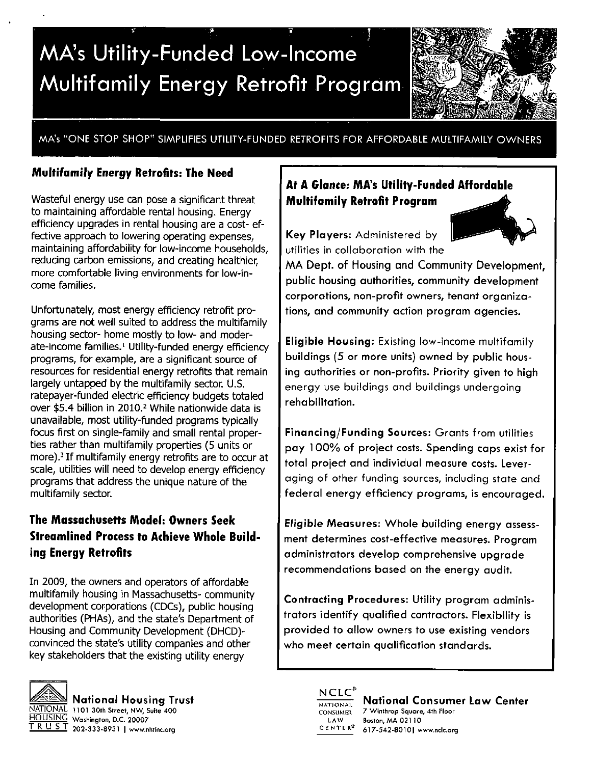# MA's Utility-Funded Low-Income Multifamily Energy Retrofit Program

MA's "ONE STOP SHOP" SIMPLIFIES UTILITY-FUNDED RETROFITS FOR AFFORDABLE MULTIFAMILY OWNERS

## Multifamily Energy Retrofits: The Need

Wasteful energy use can pose a significant threat to maintaining affordable rental housing. Energy efficiency upgrades in rental housing are a cost- effective approach to lowering operating expenses, maintaining affordability for low-income households, reducing carbon emissions, and creating healthier, more comfortable living environments for low-income families.

Unfortunately, most energy efficiency retrofit programs are not well suited to address the multifamily housing sector- home mostly to low- and moderate-income families.[1] Utility-funded energy efficiency programs, for example, are a significant source of resources for residential energy retrofits that remain largely untapped by the multifamily sector. U.S. ratepayer-funded electric efficiency budgets totaled over $5.4 billion in 2010.[2] While nationwide data is unavailable, most utility-funded programs typically focus first on single-family and small rental properties rather than multifamily properties (5 units or more).[3] If multifamily energy retrofits are to occur at scale, utilities will need to develop energy efficiency programs that address the unique nature of the multifamily sector.

## The Massachusetts Model: Owners Seek Streamlined Process to Achieve Whole Building Energy Retrofits

In 2009, the owners and operators of affordable multifamily housing in Massachusetts- community development corporations (CDCs), public housing authorities (PHAs), and the state's Department of Housing and Community Development (DHCD)- convinced the state's utility companies and other key stakeholders that the existing utility energy

### At A Glance: MA's Utility-Funded Affordable Multifamily Retrofit Program

**Key Players:** Administered by utilities in collaboration with the MA Dept. of Housing and Community Development, public housing authorities, community development corporations, non-profit owners, tenant organizations, and community action program agencies.

**Eligible Housing:** Existing low-income multifamily buildings (5 or more units) owned by public housing authorities or non-profits. Priority given to high energy use buildings and buildings undergoing rehabilitation.

**Financing/Funding Sources:** Grants from utilities pay 100% of project costs. Spending caps exist for total project and individual measure costs. Leveraging of other funding sources, including state and federal energy efficiency programs, is encouraged.

**Eligible Measures:** Whole building energy assessment determines cost-effective measures. Program administrators develop comprehensive upgrade recommendations based on the energy audit.

**Contracting Procedures:** Utility program administrators identify qualified contractors. Flexibility is provided to allow owners to use existing vendors who meet certain qualification standards.

**National Housing Trust**
1101 30th Street, NW, Suite 400
Washington, D.C. 20007
202-333-8931 | www.nhtinc.org

**National Consumer Law Center**
7 Winthrop Square, 4th Floor
Boston, MA 02110
617-542-8010 | www.nclc.org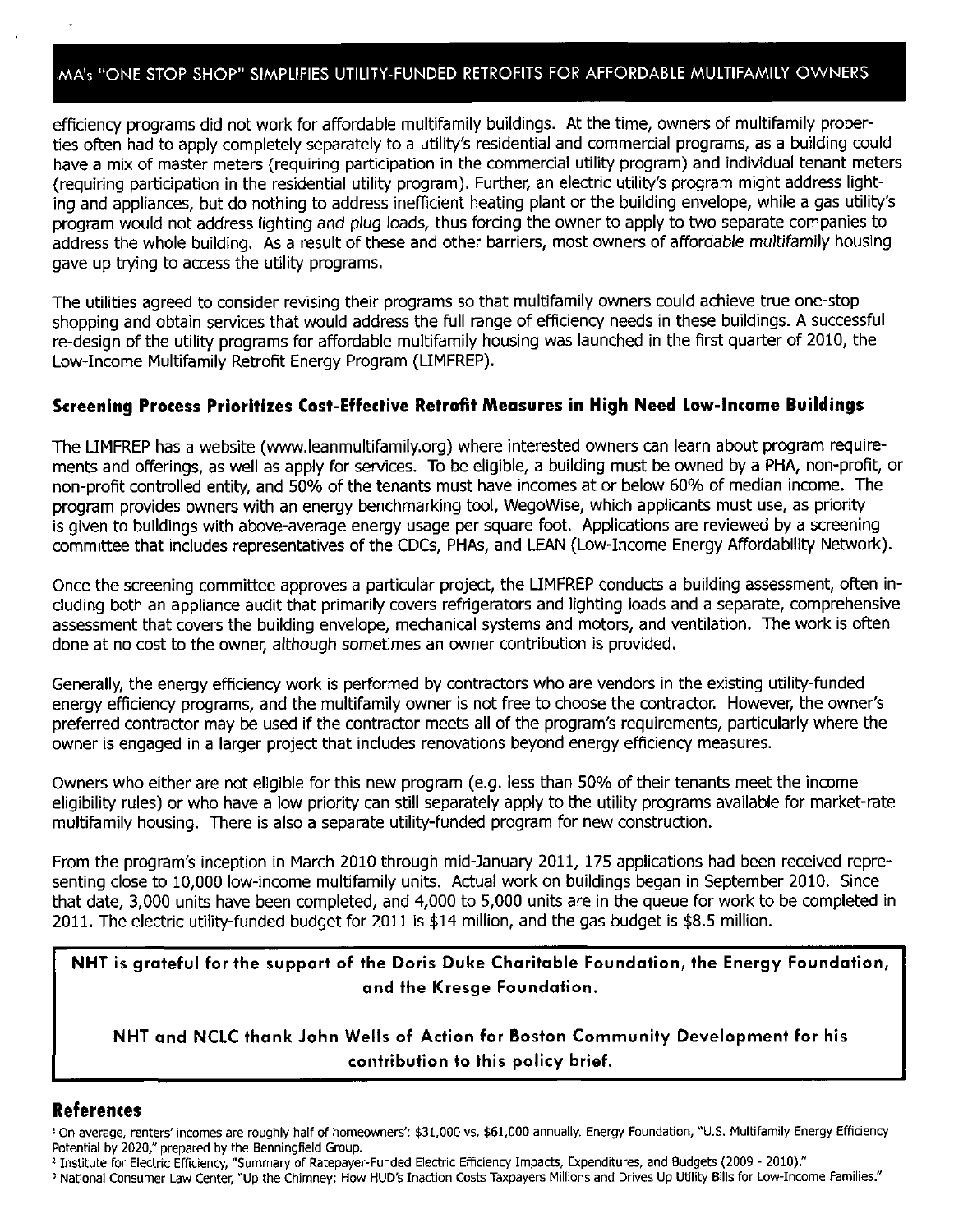efficiency programs did not work for affordable multifamily buildings. At the time, owners of multifamily properties often had to apply completely separately to a utility's residential and commercial programs, as a building could have a mix of master meters (requiring participation in the commercial utility program) and individual tenant meters (requiring participation in the residential utility program). Further, an electric utility's program might address lighting and appliances, but do nothing to address inefficient heating plant or the building envelope, while a gas utility's program would not address lighting and plug loads, thus forcing the owner to apply to two separate companies to address the whole building. As a result of these and other barriers, most owners of affordable multifamily housing gave up trying to access the utility programs.

The utilities agreed to consider revising their programs so that multifamily owners could achieve true one-stop shopping and obtain services that would address the full range of efficiency needs in these buildings. A successful re-design of the utility programs for affordable multifamily housing was launched in the first quarter of 2010, the Low-Income Multifamily Retrofit Energy Program (LIMFREP).

## Screening Process Prioritizes Cost-Effective Retrofit Measures in High Need Low-Income Buildings

The LIMFREP has a website (www.leanmultifamily.org) where interested owners can learn about program requirements and offerings, as well as apply for services. To be eligible, a building must be owned by a PHA, non-profit, or non-profit controlled entity, and 50% of the tenants must have incomes at or below 60% of median income. The program provides owners with an energy benchmarking tool, WegoWise, which applicants must use, as priority is given to buildings with above-average energy usage per square foot. Applications are reviewed by a screening committee that includes representatives of the CDCs, PHAs, and LEAN (Low-Income Energy Affordability Network).

Once the screening committee approves a particular project, the LIMFREP conducts a building assessment, often including both an appliance audit that primarily covers refrigerators and lighting loads and a separate, comprehensive assessment that covers the building envelope, mechanical systems and motors, and ventilation. The work is often done at no cost to the owner, although sometimes an owner contribution is provided.

Generally, the energy efficiency work is performed by contractors who are vendors in the existing utility-funded energy efficiency programs, and the multifamily owner is not free to choose the contractor. However, the owner's preferred contractor may be used if the contractor meets all of the program's requirements, particularly where the owner is engaged in a larger project that includes renovations beyond energy efficiency measures.

Owners who either are not eligible for this new program (e.g. less than 50% of their tenants meet the income eligibility rules) or who have a low priority can still separately apply to the utility programs available for market-rate multifamily housing. There is also a separate utility-funded program for new construction.

From the program's inception in March 2010 through mid-January 2011, 175 applications had been received representing close to 10,000 low-income multifamily units. Actual work on buildings began in September 2010. Since that date, 3,000 units have been completed, and 4,000 to 5,000 units are in the queue for work to be completed in 2011. The electric utility-funded budget for 2011 is $14 million, and the gas budget is $8.5 million.

**NHT is grateful for the support of the Doris Duke Charitable Foundation, the Energy Foundation, and the Kresge Foundation.**

**NHT and NCLC thank John Wells of Action for Boston Community Development for his contribution to this policy brief.**

## References

[1] On average, renters' incomes are roughly half of homeowners': $31,000 vs. $61,000 annually. Energy Foundation, "U.S. Multifamily Energy Efficiency Potential by 2020," prepared by the Benningfield Group.

[2] Institute for Electric Efficiency, "Summary of Ratepayer-Funded Electric Efficiency Impacts, Expenditures, and Budgets (2009 - 2010)."

[3] National Consumer Law Center, "Up the Chimney: How HUD's Inaction Costs Taxpayers Millions and Drives Up Utility Bills for Low-Income Families."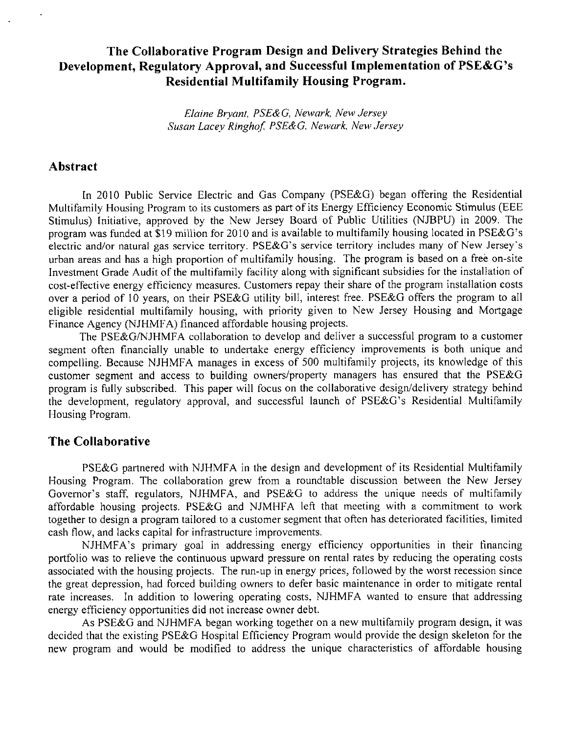# The Collaborative Program Design and Delivery Strategies Behind the Development, Regulatory Approval, and Successful Implementation of PSE&G's Residential Multifamily Housing Program.

*Elaine Bryant, PSE&G, Newark, New Jersey*
*Susan Lacey Ringhof, PSE&G, Newark, New Jersey*

## Abstract

In 2010 Public Service Electric and Gas Company (PSE&G) began offering the Residential Multifamily Housing Program to its customers as part of its Energy Efficiency Economic Stimulus (EEE Stimulus) Initiative, approved by the New Jersey Board of Public Utilities (NJBPU) in 2009. The program was funded at $19 million for 2010 and is available to multifamily housing located in PSE&G's electric and/or natural gas service territory. PSE&G's service territory includes many of New Jersey's urban areas and has a high proportion of multifamily housing. The program is based on a free on-site Investment Grade Audit of the multifamily facility along with significant subsidies for the installation of cost-effective energy efficiency measures. Customers repay their share of the program installation costs over a period of 10 years, on their PSE&G utility bill, interest free. PSE&G offers the program to all eligible residential multifamily housing, with priority given to New Jersey Housing and Mortgage Finance Agency (NJHMFA) financed affordable housing projects.

The PSE&G/NJHMFA collaboration to develop and deliver a successful program to a customer segment often financially unable to undertake energy efficiency improvements is both unique and compelling. Because NJHMFA manages in excess of 500 multifamily projects, its knowledge of this customer segment and access to building owners/property managers has ensured that the PSE&G program is fully subscribed. This paper will focus on the collaborative design/delivery strategy behind the development, regulatory approval, and successful launch of PSE&G's Residential Multifamily Housing Program.

## The Collaborative

PSE&G partnered with NJHMFA in the design and development of its Residential Multifamily Housing Program. The collaboration grew from a roundtable discussion between the New Jersey Governor's staff, regulators, NJHMFA, and PSE&G to address the unique needs of multifamily affordable housing projects. PSE&G and NJMHFA left that meeting with a commitment to work together to design a program tailored to a customer segment that often has deteriorated facilities, limited cash flow, and lacks capital for infrastructure improvements.

NJHMFA's primary goal in addressing energy efficiency opportunities in their financing portfolio was to relieve the continuous upward pressure on rental rates by reducing the operating costs associated with the housing projects. The run-up in energy prices, followed by the worst recession since the great depression, had forced building owners to defer basic maintenance in order to mitigate rental rate increases. In addition to lowering operating costs, NJHMFA wanted to ensure that addressing energy efficiency opportunities did not increase owner debt.

As PSE&G and NJHMFA began working together on a new multifamily program design, it was decided that the existing PSE&G Hospital Efficiency Program would provide the design skeleton for the new program and would be modified to address the unique characteristics of affordable housing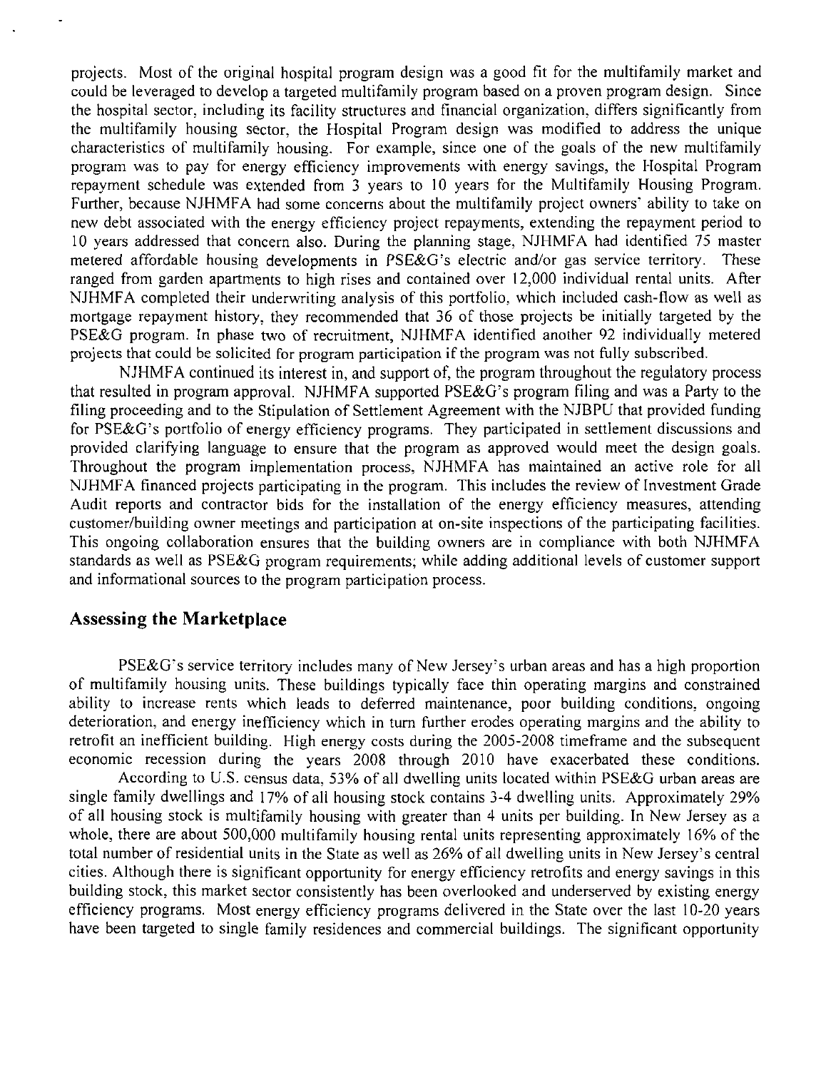projects. Most of the original hospital program design was a good fit for the multifamily market and could be leveraged to develop a targeted multifamily program based on a proven program design. Since the hospital sector, including its facility structures and financial organization, differs significantly from the multifamily housing sector, the Hospital Program design was modified to address the unique characteristics of multifamily housing. For example, since one of the goals of the new multifamily program was to pay for energy efficiency improvements with energy savings, the Hospital Program repayment schedule was extended from 3 years to 10 years for the Multifamily Housing Program. Further, because NJHMFA had some concerns about the multifamily project owners' ability to take on new debt associated with the energy efficiency project repayments, extending the repayment period to 10 years addressed that concern also. During the planning stage, NJHMFA had identified 75 master metered affordable housing developments in PSE&G's electric and/or gas service territory. These ranged from garden apartments to high rises and contained over 12,000 individual rental units. After NJHMFA completed their underwriting analysis of this portfolio, which included cash-flow as well as mortgage repayment history, they recommended that 36 of those projects be initially targeted by the PSE&G program. In phase two of recruitment, NJHMFA identified another 92 individually metered projects that could be solicited for program participation if the program was not fully subscribed.

NJHMFA continued its interest in, and support of, the program throughout the regulatory process that resulted in program approval. NJHMFA supported PSE&G's program filing and was a Party to the filing proceeding and to the Stipulation of Settlement Agreement with the NJBPU that provided funding for PSE&G's portfolio of energy efficiency programs. They participated in settlement discussions and provided clarifying language to ensure that the program as approved would meet the design goals. Throughout the program implementation process, NJHMFA has maintained an active role for all NJHMFA financed projects participating in the program. This includes the review of Investment Grade Audit reports and contractor bids for the installation of the energy efficiency measures, attending customer/building owner meetings and participation at on-site inspections of the participating facilities. This ongoing collaboration ensures that the building owners are in compliance with both NJHMFA standards as well as PSE&G program requirements; while adding additional levels of customer support and informational sources to the program participation process.

## Assessing the Marketplace

PSE&G's service territory includes many of New Jersey's urban areas and has a high proportion of multifamily housing units. These buildings typically face thin operating margins and constrained ability to increase rents which leads to deferred maintenance, poor building conditions, ongoing deterioration, and energy inefficiency which in turn further erodes operating margins and the ability to retrofit an inefficient building. High energy costs during the 2005-2008 timeframe and the subsequent economic recession during the years 2008 through 2010 have exacerbated these conditions.

According to U.S. census data, 53% of all dwelling units located within PSE&G urban areas are single family dwellings and 17% of all housing stock contains 3-4 dwelling units. Approximately 29% of all housing stock is multifamily housing with greater than 4 units per building. In New Jersey as a whole, there are about 500,000 multifamily housing rental units representing approximately 16% of the total number of residential units in the State as well as 26% of all dwelling units in New Jersey's central cities. Although there is significant opportunity for energy efficiency retrofits and energy savings in this building stock, this market sector consistently has been overlooked and underserved by existing energy efficiency programs. Most energy efficiency programs delivered in the State over the last 10-20 years have been targeted to single family residences and commercial buildings. The significant opportunity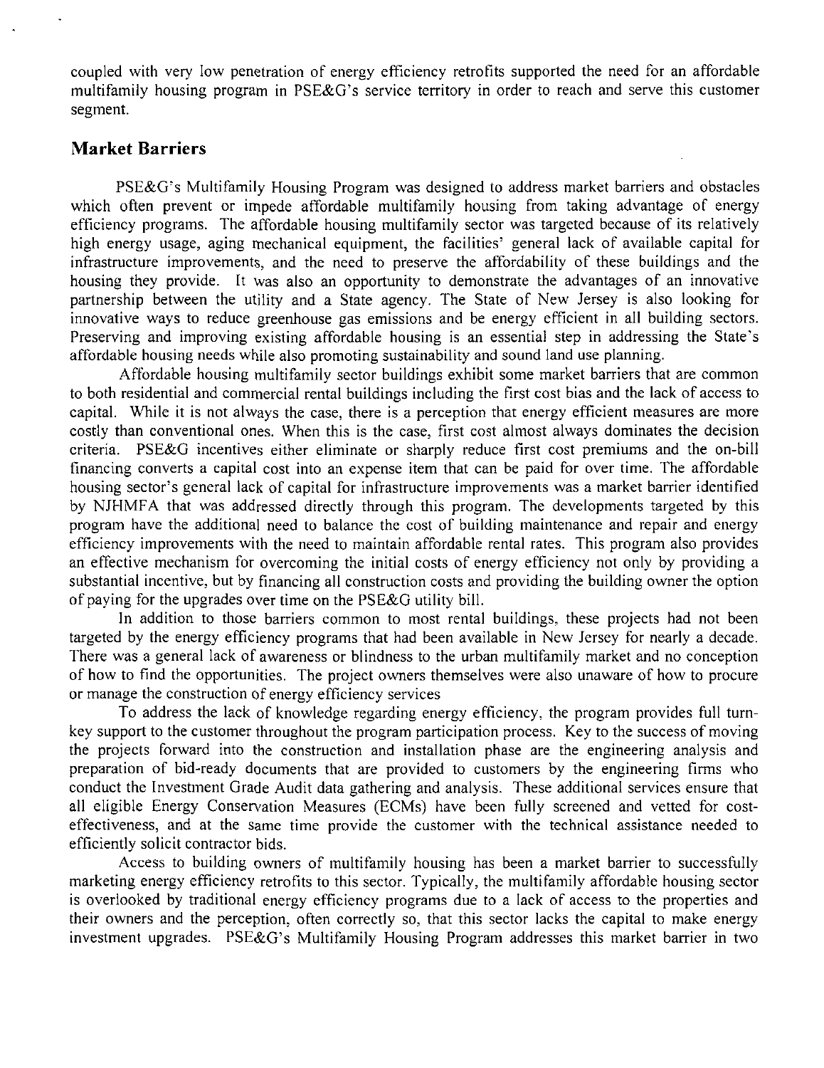coupled with very low penetration of energy efficiency retrofits supported the need for an affordable multifamily housing program in PSE&G's service territory in order to reach and serve this customer segment.

## Market Barriers

PSE&G's Multifamily Housing Program was designed to address market barriers and obstacles which often prevent or impede affordable multifamily housing from taking advantage of energy efficiency programs. The affordable housing multifamily sector was targeted because of its relatively high energy usage, aging mechanical equipment, the facilities' general lack of available capital for infrastructure improvements, and the need to preserve the affordability of these buildings and the housing they provide. It was also an opportunity to demonstrate the advantages of an innovative partnership between the utility and a State agency. The State of New Jersey is also looking for innovative ways to reduce greenhouse gas emissions and be energy efficient in all building sectors. Preserving and improving existing affordable housing is an essential step in addressing the State's affordable housing needs while also promoting sustainability and sound land use planning.

Affordable housing multifamily sector buildings exhibit some market barriers that are common to both residential and commercial rental buildings including the first cost bias and the lack of access to capital. While it is not always the case, there is a perception that energy efficient measures are more costly than conventional ones. When this is the case, first cost almost always dominates the decision criteria. PSE&G incentives either eliminate or sharply reduce first cost premiums and the on-bill financing converts a capital cost into an expense item that can be paid for over time. The affordable housing sector's general lack of capital for infrastructure improvements was a market barrier identified by NJHMFA that was addressed directly through this program. The developments targeted by this program have the additional need to balance the cost of building maintenance and repair and energy efficiency improvements with the need to maintain affordable rental rates. This program also provides an effective mechanism for overcoming the initial costs of energy efficiency not only by providing a substantial incentive, but by financing all construction costs and providing the building owner the option of paying for the upgrades over time on the PSE&G utility bill.

In addition to those barriers common to most rental buildings, these projects had not been targeted by the energy efficiency programs that had been available in New Jersey for nearly a decade. There was a general lack of awareness or blindness to the urban multifamily market and no conception of how to find the opportunities. The project owners themselves were also unaware of how to procure or manage the construction of energy efficiency services

To address the lack of knowledge regarding energy efficiency, the program provides full turn-key support to the customer throughout the program participation process. Key to the success of moving the projects forward into the construction and installation phase are the engineering analysis and preparation of bid-ready documents that are provided to customers by the engineering firms who conduct the Investment Grade Audit data gathering and analysis. These additional services ensure that all eligible Energy Conservation Measures (ECMs) have been fully screened and vetted for cost-effectiveness, and at the same time provide the customer with the technical assistance needed to efficiently solicit contractor bids.

Access to building owners of multifamily housing has been a market barrier to successfully marketing energy efficiency retrofits to this sector. Typically, the multifamily affordable housing sector is overlooked by traditional energy efficiency programs due to a lack of access to the properties and their owners and the perception, often correctly so, that this sector lacks the capital to make energy investment upgrades. PSE&G's Multifamily Housing Program addresses this market barrier in two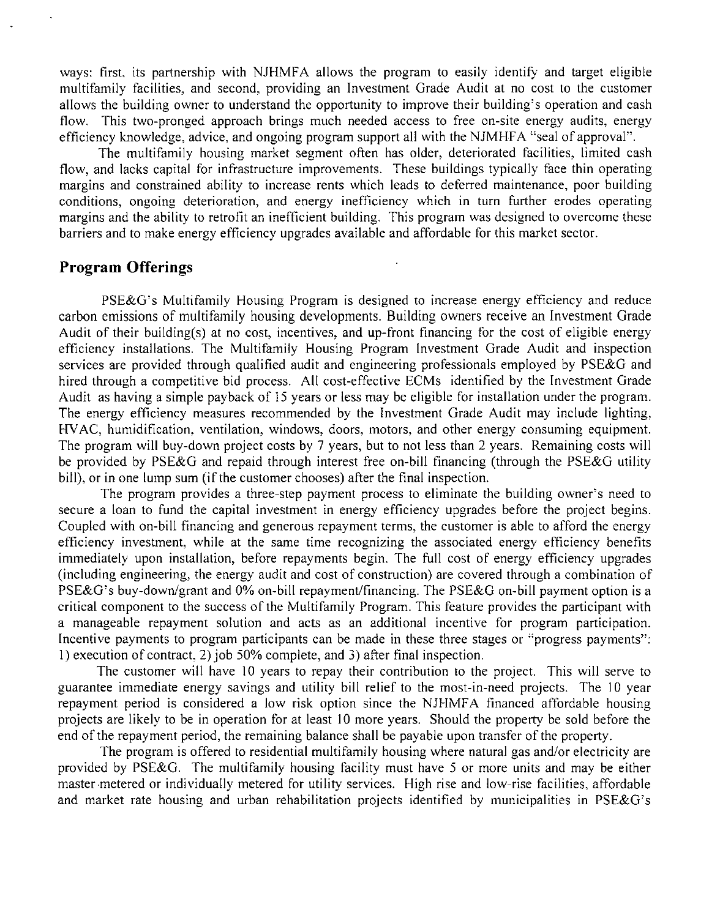ways: first, its partnership with NJHMFA allows the program to easily identify and target eligible multifamily facilities, and second, providing an Investment Grade Audit at no cost to the customer allows the building owner to understand the opportunity to improve their building's operation and cash flow. This two-pronged approach brings much needed access to free on-site energy audits, energy efficiency knowledge, advice, and ongoing program support all with the NJMHFA "seal of approval".

The multifamily housing market segment often has older, deteriorated facilities, limited cash flow, and lacks capital for infrastructure improvements. These buildings typically face thin operating margins and constrained ability to increase rents which leads to deferred maintenance, poor building conditions, ongoing deterioration, and energy inefficiency which in turn further erodes operating margins and the ability to retrofit an inefficient building. This program was designed to overcome these barriers and to make energy efficiency upgrades available and affordable for this market sector.

## Program Offerings

PSE&G's Multifamily Housing Program is designed to increase energy efficiency and reduce carbon emissions of multifamily housing developments. Building owners receive an Investment Grade Audit of their building(s) at no cost, incentives, and up-front financing for the cost of eligible energy efficiency installations. The Multifamily Housing Program Investment Grade Audit and inspection services are provided through qualified audit and engineering professionals employed by PSE&G and hired through a competitive bid process. All cost-effective ECMs identified by the Investment Grade Audit as having a simple payback of 15 years or less may be eligible for installation under the program. The energy efficiency measures recommended by the Investment Grade Audit may include lighting, HVAC, humidification, ventilation, windows, doors, motors, and other energy consuming equipment. The program will buy-down project costs by 7 years, but to not less than 2 years. Remaining costs will be provided by PSE&G and repaid through interest free on-bill financing (through the PSE&G utility bill), or in one lump sum (if the customer chooses) after the final inspection.

The program provides a three-step payment process to eliminate the building owner's need to secure a loan to fund the capital investment in energy efficiency upgrades before the project begins. Coupled with on-bill financing and generous repayment terms, the customer is able to afford the energy efficiency investment, while at the same time recognizing the associated energy efficiency benefits immediately upon installation, before repayments begin. The full cost of energy efficiency upgrades (including engineering, the energy audit and cost of construction) are covered through a combination of PSE&G's buy-down/grant and 0% on-bill repayment/financing. The PSE&G on-bill payment option is a critical component to the success of the Multifamily Program. This feature provides the participant with a manageable repayment solution and acts as an additional incentive for program participation. Incentive payments to program participants can be made in these three stages or "progress payments": 1) execution of contract, 2) job 50% complete, and 3) after final inspection.

The customer will have 10 years to repay their contribution to the project. This will serve to guarantee immediate energy savings and utility bill relief to the most-in-need projects. The 10 year repayment period is considered a low risk option since the NJHMFA financed affordable housing projects are likely to be in operation for at least 10 more years. Should the property be sold before the end of the repayment period, the remaining balance shall be payable upon transfer of the property.

The program is offered to residential multifamily housing where natural gas and/or electricity are provided by PSE&G. The multifamily housing facility must have 5 or more units and may be either master-metered or individually metered for utility services. High rise and low-rise facilities, affordable and market rate housing and urban rehabilitation projects identified by municipalities in PSE&G's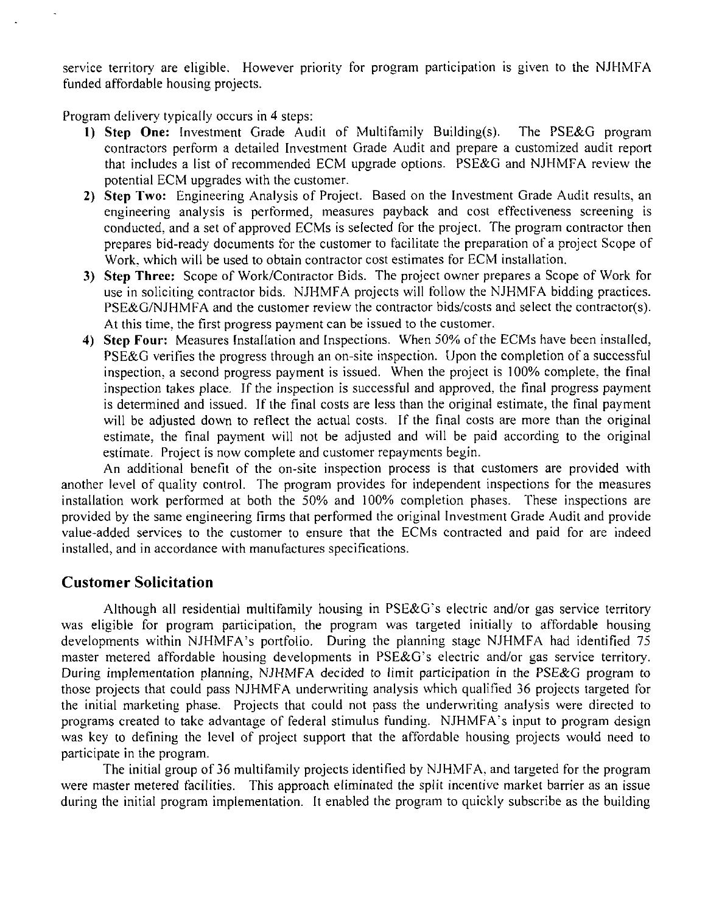service territory are eligible. However priority for program participation is given to the NJHMFA funded affordable housing projects.

Program delivery typically occurs in 4 steps:

1) **Step One:** Investment Grade Audit of Multifamily Building(s). The PSE&G program contractors perform a detailed Investment Grade Audit and prepare a customized audit report that includes a list of recommended ECM upgrade options. PSE&G and NJHMFA review the potential ECM upgrades with the customer.
2) **Step Two:** Engineering Analysis of Project. Based on the Investment Grade Audit results, an engineering analysis is performed, measures payback and cost effectiveness screening is conducted, and a set of approved ECMs is selected for the project. The program contractor then prepares bid-ready documents for the customer to facilitate the preparation of a project Scope of Work, which will be used to obtain contractor cost estimates for ECM installation.
3) **Step Three:** Scope of Work/Contractor Bids. The project owner prepares a Scope of Work for use in soliciting contractor bids. NJHMFA projects will follow the NJHMFA bidding practices. PSE&G/NJHMFA and the customer review the contractor bids/costs and select the contractor(s). At this time, the first progress payment can be issued to the customer.
4) **Step Four:** Measures Installation and Inspections. When 50% of the ECMs have been installed, PSE&G verifies the progress through an on-site inspection. Upon the completion of a successful inspection, a second progress payment is issued. When the project is 100% complete, the final inspection takes place. If the inspection is successful and approved, the final progress payment is determined and issued. If the final costs are less than the original estimate, the final payment will be adjusted down to reflect the actual costs. If the final costs are more than the original estimate, the final payment will not be adjusted and will be paid according to the original estimate. Project is now complete and customer repayments begin.

An additional benefit of the on-site inspection process is that customers are provided with another level of quality control. The program provides for independent inspections for the measures installation work performed at both the 50% and 100% completion phases. These inspections are provided by the same engineering firms that performed the original Investment Grade Audit and provide value-added services to the customer to ensure that the ECMs contracted and paid for are indeed installed, and in accordance with manufactures specifications.

## Customer Solicitation

Although all residential multifamily housing in PSE&G's electric and/or gas service territory was eligible for program participation, the program was targeted initially to affordable housing developments within NJHMFA's portfolio. During the planning stage NJHMFA had identified 75 master metered affordable housing developments in PSE&G's electric and/or gas service territory. During implementation planning, NJHMFA decided to limit participation in the PSE&G program to those projects that could pass NJHMFA underwriting analysis which qualified 36 projects targeted for the initial marketing phase. Projects that could not pass the underwriting analysis were directed to programs created to take advantage of federal stimulus funding. NJHMFA's input to program design was key to defining the level of project support that the affordable housing projects would need to participate in the program.

The initial group of 36 multifamily projects identified by NJHMFA, and targeted for the program were master metered facilities. This approach eliminated the split incentive market barrier as an issue during the initial program implementation. It enabled the program to quickly subscribe as the building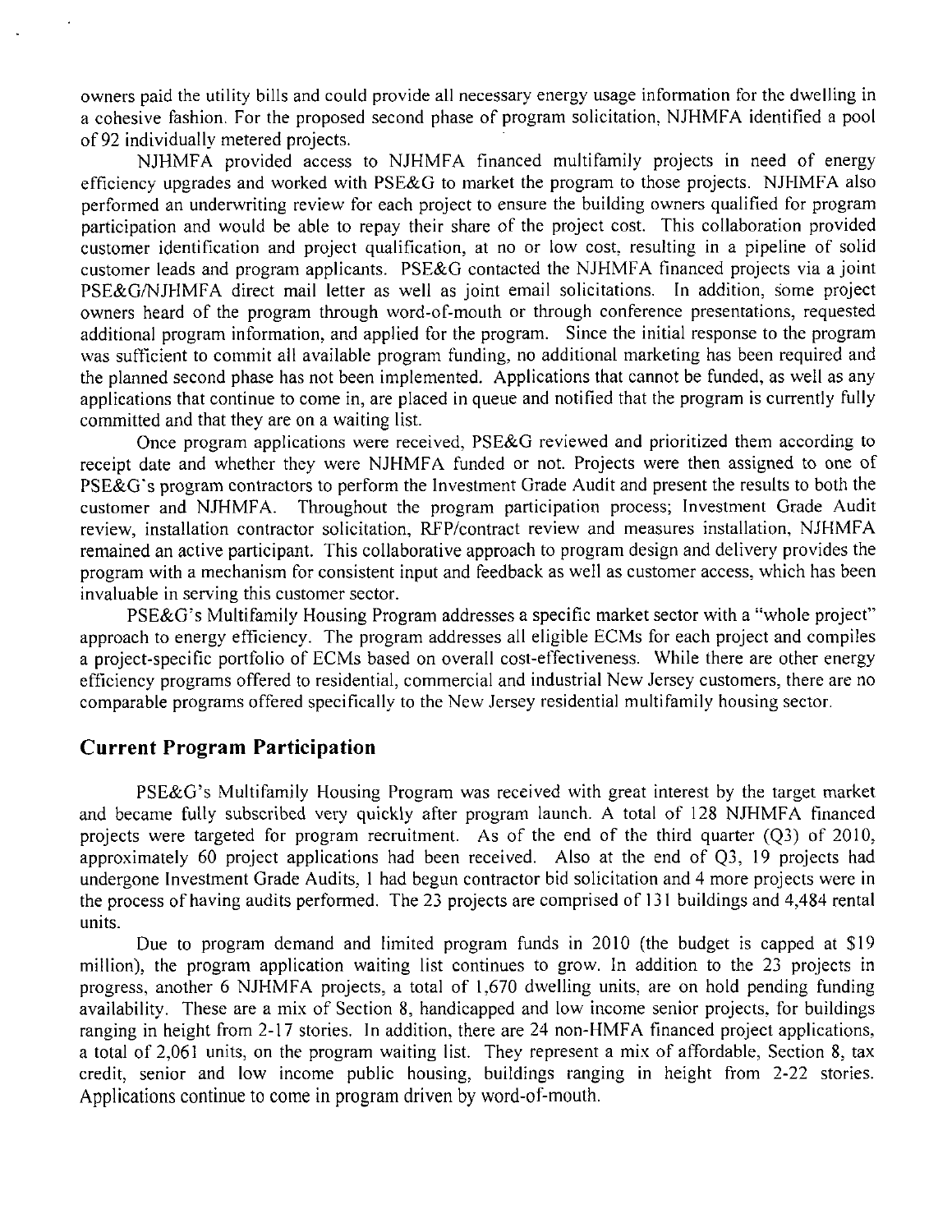owners paid the utility bills and could provide all necessary energy usage information for the dwelling in a cohesive fashion. For the proposed second phase of program solicitation, NJHMFA identified a pool of 92 individually metered projects.

NJHMFA provided access to NJHMFA financed multifamily projects in need of energy efficiency upgrades and worked with PSE&G to market the program to those projects. NJHMFA also performed an underwriting review for each project to ensure the building owners qualified for program participation and would be able to repay their share of the project cost. This collaboration provided customer identification and project qualification, at no or low cost, resulting in a pipeline of solid customer leads and program applicants. PSE&G contacted the NJHMFA financed projects via a joint PSE&G/NJHMFA direct mail letter as well as joint email solicitations. In addition, some project owners heard of the program through word-of-mouth or through conference presentations, requested additional program information, and applied for the program. Since the initial response to the program was sufficient to commit all available program funding, no additional marketing has been required and the planned second phase has not been implemented. Applications that cannot be funded, as well as any applications that continue to come in, are placed in queue and notified that the program is currently fully committed and that they are on a waiting list.

Once program applications were received, PSE&G reviewed and prioritized them according to receipt date and whether they were NJHMFA funded or not. Projects were then assigned to one of PSE&G's program contractors to perform the Investment Grade Audit and present the results to both the customer and NJHMFA. Throughout the program participation process; Investment Grade Audit review, installation contractor solicitation, RFP/contract review and measures installation, NJHMFA remained an active participant. This collaborative approach to program design and delivery provides the program with a mechanism for consistent input and feedback as well as customer access, which has been invaluable in serving this customer sector.

PSE&G's Multifamily Housing Program addresses a specific market sector with a "whole project" approach to energy efficiency. The program addresses all eligible ECMs for each project and compiles a project-specific portfolio of ECMs based on overall cost-effectiveness. While there are other energy efficiency programs offered to residential, commercial and industrial New Jersey customers, there are no comparable programs offered specifically to the New Jersey residential multifamily housing sector.

## Current Program Participation

PSE&G's Multifamily Housing Program was received with great interest by the target market and became fully subscribed very quickly after program launch. A total of 128 NJHMFA financed projects were targeted for program recruitment. As of the end of the third quarter (Q3) of 2010, approximately 60 project applications had been received. Also at the end of Q3, 19 projects had undergone Investment Grade Audits, 1 had begun contractor bid solicitation and 4 more projects were in the process of having audits performed. The 23 projects are comprised of 131 buildings and 4,484 rental units.

Due to program demand and limited program funds in 2010 (the budget is capped at $19 million), the program application waiting list continues to grow. In addition to the 23 projects in progress, another 6 NJHMFA projects, a total of 1,670 dwelling units, are on hold pending funding availability. These are a mix of Section 8, handicapped and low income senior projects, for buildings ranging in height from 2-17 stories. In addition, there are 24 non-HMFA financed project applications, a total of 2,061 units, on the program waiting list. They represent a mix of affordable, Section 8, tax credit, senior and low income public housing, buildings ranging in height from 2-22 stories. Applications continue to come in program driven by word-of-mouth.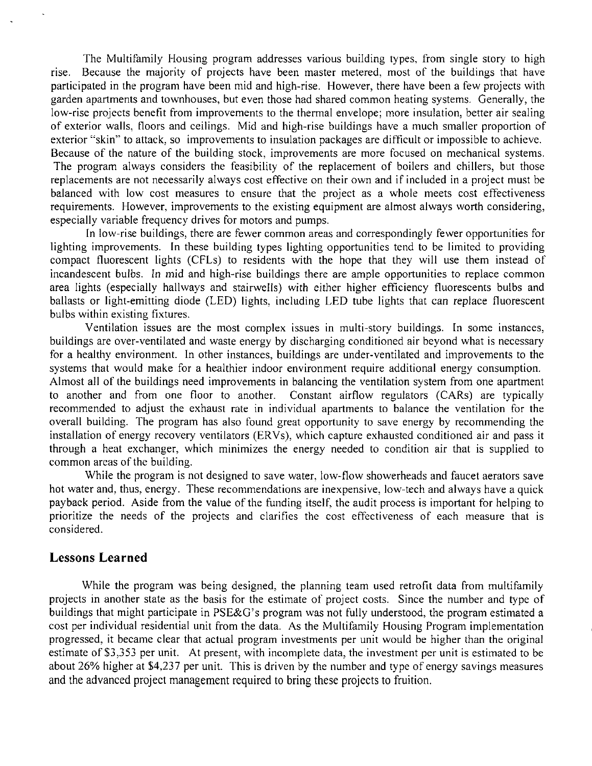The Multifamily Housing program addresses various building types, from single story to high rise. Because the majority of projects have been master metered, most of the buildings that have participated in the program have been mid and high-rise. However, there have been a few projects with garden apartments and townhouses, but even those had shared common heating systems. Generally, the low-rise projects benefit from improvements to the thermal envelope; more insulation, better air sealing of exterior walls, floors and ceilings. Mid and high-rise buildings have a much smaller proportion of exterior "skin" to attack, so improvements to insulation packages are difficult or impossible to achieve. Because of the nature of the building stock, improvements are more focused on mechanical systems. The program always considers the feasibility of the replacement of boilers and chillers, but those replacements are not necessarily always cost effective on their own and if included in a project must be balanced with low cost measures to ensure that the project as a whole meets cost effectiveness requirements. However, improvements to the existing equipment are almost always worth considering, especially variable frequency drives for motors and pumps.

In low-rise buildings, there are fewer common areas and correspondingly fewer opportunities for lighting improvements. In these building types lighting opportunities tend to be limited to providing compact fluorescent lights (CFLs) to residents with the hope that they will use them instead of incandescent bulbs. In mid and high-rise buildings there are ample opportunities to replace common area lights (especially hallways and stairwells) with either higher efficiency fluorescents bulbs and ballasts or light-emitting diode (LED) lights, including LED tube lights that can replace fluorescent bulbs within existing fixtures.

Ventilation issues are the most complex issues in multi-story buildings. In some instances, buildings are over-ventilated and waste energy by discharging conditioned air beyond what is necessary for a healthy environment. In other instances, buildings are under-ventilated and improvements to the systems that would make for a healthier indoor environment require additional energy consumption. Almost all of the buildings need improvements in balancing the ventilation system from one apartment to another and from one floor to another. Constant airflow regulators (CARs) are typically recommended to adjust the exhaust rate in individual apartments to balance the ventilation for the overall building. The program has also found great opportunity to save energy by recommending the installation of energy recovery ventilators (ERVs), which capture exhausted conditioned air and pass it through a heat exchanger, which minimizes the energy needed to condition air that is supplied to common areas of the building.

While the program is not designed to save water, low-flow showerheads and faucet aerators save hot water and, thus, energy. These recommendations are inexpensive, low-tech and always have a quick payback period. Aside from the value of the funding itself, the audit process is important for helping to prioritize the needs of the projects and clarifies the cost effectiveness of each measure that is considered.

## Lessons Learned

While the program was being designed, the planning team used retrofit data from multifamily projects in another state as the basis for the estimate of project costs. Since the number and type of buildings that might participate in PSE&G's program was not fully understood, the program estimated a cost per individual residential unit from the data. As the Multifamily Housing Program implementation progressed, it became clear that actual program investments per unit would be higher than the original estimate of $3,353 per unit. At present, with incomplete data, the investment per unit is estimated to be about 26% higher at $4,237 per unit. This is driven by the number and type of energy savings measures and the advanced project management required to bring these projects to fruition.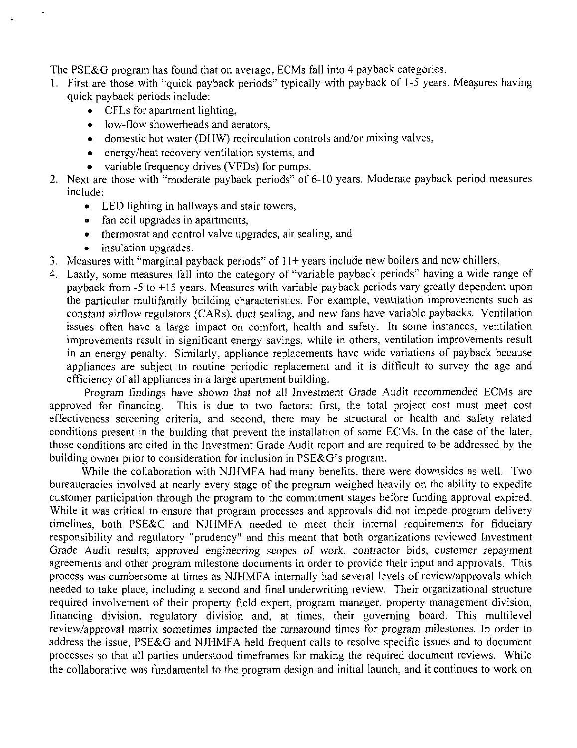The PSE&G program has found that on average, ECMs fall into 4 payback categories.

1. First are those with "quick payback periods" typically with payback of 1-5 years. Measures having quick payback periods include:
    - CFLs for apartment lighting,
    - low-flow showerheads and aerators,
    - domestic hot water (DHW) recirculation controls and/or mixing valves,
    - energy/heat recovery ventilation systems, and
    - variable frequency drives (VFDs) for pumps.
2. Next are those with "moderate payback periods" of 6-10 years. Moderate payback period measures include:
    - LED lighting in hallways and stair towers,
    - fan coil upgrades in apartments,
    - thermostat and control valve upgrades, air sealing, and
    - insulation upgrades.
3. Measures with "marginal payback periods" of 11+ years include new boilers and new chillers.
4. Lastly, some measures fall into the category of "variable payback periods" having a wide range of payback from -5 to +15 years. Measures with variable payback periods vary greatly dependent upon the particular multifamily building characteristics. For example, ventilation improvements such as constant airflow regulators (CARs), duct sealing, and new fans have variable paybacks. Ventilation issues often have a large impact on comfort, health and safety. In some instances, ventilation improvements result in significant energy savings, while in others, ventilation improvements result in an energy penalty. Similarly, appliance replacements have wide variations of payback because appliances are subject to routine periodic replacement and it is difficult to survey the age and efficiency of all appliances in a large apartment building.

Program findings have shown that not all Investment Grade Audit recommended ECMs are approved for financing. This is due to two factors: first, the total project cost must meet cost effectiveness screening criteria, and second, there may be structural or health and safety related conditions present in the building that prevent the installation of some ECMs. In the case of the later, those conditions are cited in the Investment Grade Audit report and are required to be addressed by the building owner prior to consideration for inclusion in PSE&G's program.

While the collaboration with NJHMFA had many benefits, there were downsides as well. Two bureaucracies involved at nearly every stage of the program weighed heavily on the ability to expedite customer participation through the program to the commitment stages before funding approval expired. While it was critical to ensure that program processes and approvals did not impede program delivery timelines, both PSE&G and NJHMFA needed to meet their internal requirements for fiduciary responsibility and regulatory "prudency" and this meant that both organizations reviewed Investment Grade Audit results, approved engineering scopes of work, contractor bids, customer repayment agreements and other program milestone documents in order to provide their input and approvals. This process was cumbersome at times as NJHMFA internally had several levels of review/approvals which needed to take place, including a second and final underwriting review. Their organizational structure required involvement of their property field expert, program manager, property management division, financing division, regulatory division and, at times, their governing board. This multilevel review/approval matrix sometimes impacted the turnaround times for program milestones. In order to address the issue, PSE&G and NJHMFA held frequent calls to resolve specific issues and to document processes so that all parties understood timeframes for making the required document reviews. While the collaborative was fundamental to the program design and initial launch, and it continues to work on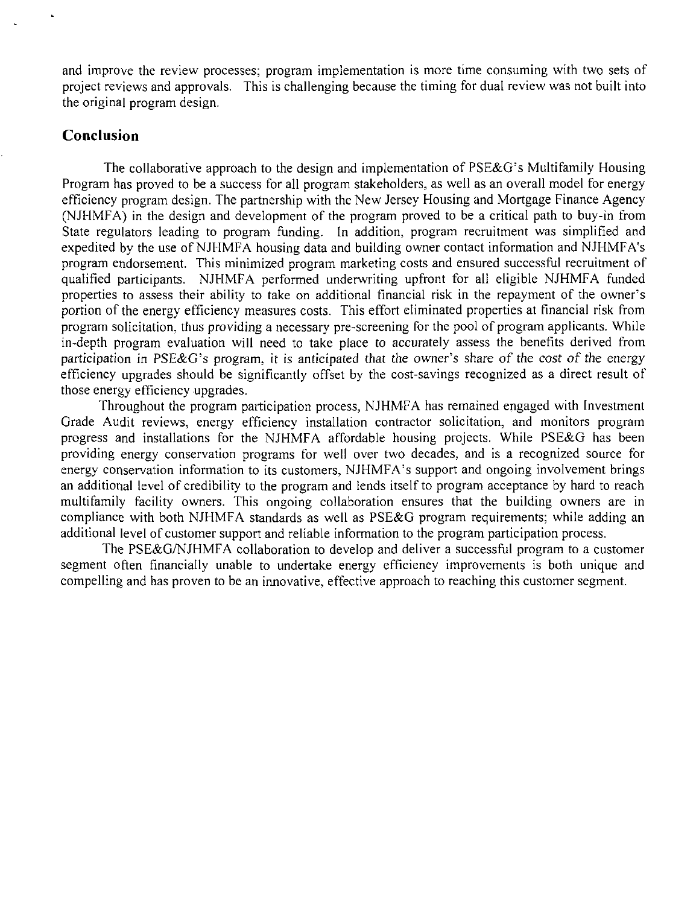and improve the review processes; program implementation is more time consuming with two sets of project reviews and approvals. This is challenging because the timing for dual review was not built into the original program design.

## Conclusion

The collaborative approach to the design and implementation of PSE&G's Multifamily Housing Program has proved to be a success for all program stakeholders, as well as an overall model for energy efficiency program design. The partnership with the New Jersey Housing and Mortgage Finance Agency (NJHMFA) in the design and development of the program proved to be a critical path to buy-in from State regulators leading to program funding. In addition, program recruitment was simplified and expedited by the use of NJHMFA housing data and building owner contact information and NJHMFA's program endorsement. This minimized program marketing costs and ensured successful recruitment of qualified participants. NJHMFA performed underwriting upfront for all eligible NJHMFA funded properties to assess their ability to take on additional financial risk in the repayment of the owner's portion of the energy efficiency measures costs. This effort eliminated properties at financial risk from program solicitation, thus providing a necessary pre-screening for the pool of program applicants. While in-depth program evaluation will need to take place to accurately assess the benefits derived from participation in PSE&G's program, it is anticipated that the owner's share of the cost of the energy efficiency upgrades should be significantly offset by the cost-savings recognized as a direct result of those energy efficiency upgrades.

Throughout the program participation process, NJHMFA has remained engaged with Investment Grade Audit reviews, energy efficiency installation contractor solicitation, and monitors program progress and installations for the NJHMFA affordable housing projects. While PSE&G has been providing energy conservation programs for well over two decades, and is a recognized source for energy conservation information to its customers, NJHMFA's support and ongoing involvement brings an additional level of credibility to the program and lends itself to program acceptance by hard to reach multifamily facility owners. This ongoing collaboration ensures that the building owners are in compliance with both NJHMFA standards as well as PSE&G program requirements; while adding an additional level of customer support and reliable information to the program participation process.

The PSE&G/NJHMFA collaboration to develop and deliver a successful program to a customer segment often financially unable to undertake energy efficiency improvements is both unique and compelling and has proven to be an innovative, effective approach to reaching this customer segment.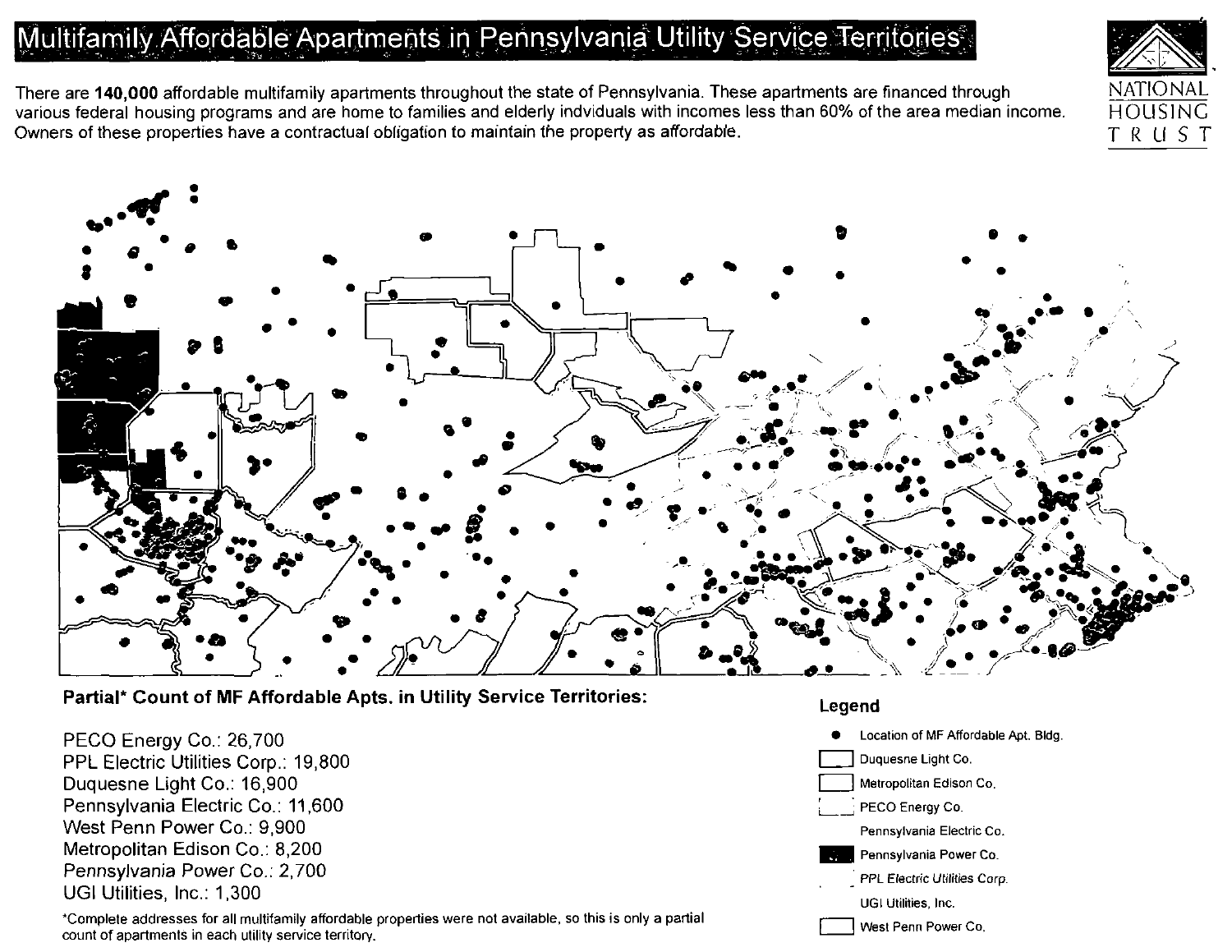# Multifamily Affordable Apartments in Pennsylvania Utility Service Territories

NATIONAL HOUSING TRUST

There are **140,000** affordable multifamily apartments throughout the state of Pennsylvania. These apartments are financed through various federal housing programs and are home to families and elderly indviduals with incomes less than 60% of the area median income. Owners of these properties have a contractual obligation to maintain the property as affordable.

**Partial* Count of MF Affordable Apts. in Utility Service Territories:**

PECO Energy Co.: 26,700
PPL Electric Utilities Corp.: 19,800
Duquesne Light Co.: 16,900
Pennsylvania Electric Co.: 11,600
West Penn Power Co.: 9,900
Metropolitan Edison Co.: 8,200
Pennsylvania Power Co.: 2,700
UGI Utilities, Inc.: 1,300

*Complete addresses for all multifamily affordable properties were not available, so this is only a partial count of apartments in each utility service territory.

**Legend**

Location of MF Affordable Apt. Bldg.
Duquesne Light Co.
Metropolitan Edison Co.
PECO Energy Co.
Pennsylvania Electric Co.
Pennsylvania Power Co.
PPL Electric Utilities Corp.
UGI Utilities, Inc.
West Penn Power Co.